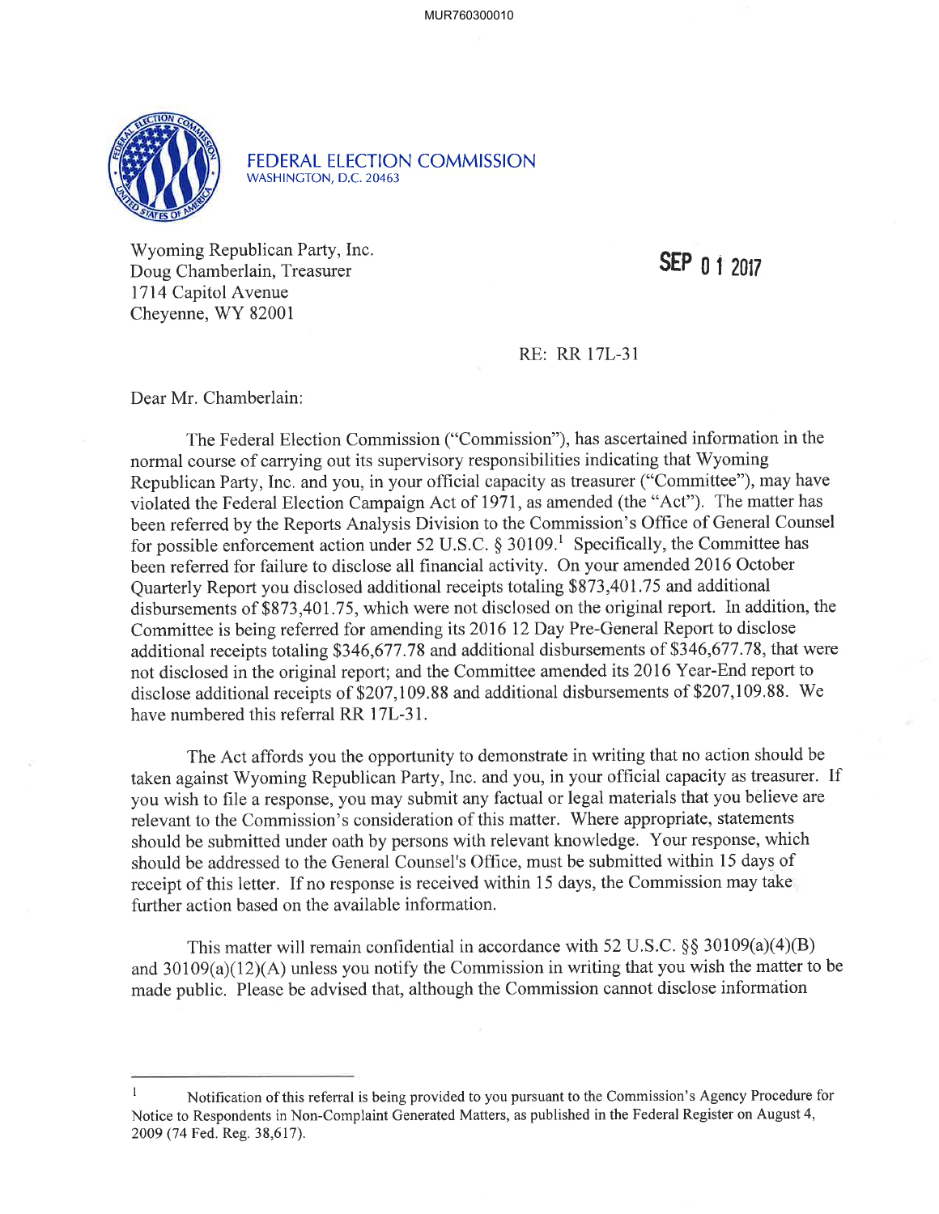FEDERAL ELECTION COMMISSION
WASHINGTON, D.C. 20463

Wyoming Republican Party, Inc.
Doug Chamberlain, Treasurer
1714 Capitol Avenue
Cheyenne, WY 82001

SEP 01 2017

RE: RR 17L-31

Dear Mr. Chamberlain:

The Federal Election Commission ("Commission"), has ascertained information in the normal course of carrying out its supervisory responsibilities indicating that Wyoming Republican Party, Inc. and you, in your official capacity as treasurer ("Committee"), may have violated the Federal Election Campaign Act of 1971, as amended (the "Act"). The matter has been referred by the Reports Analysis Division to the Commission's Office of General Counsel for possible enforcement action under 52 U.S.C. § 30109.[1] Specifically, the Committee has been referred for failure to disclose all financial activity. On your amended 2016 October Quarterly Report you disclosed additional receipts totaling $873,401.75 and additional disbursements of $873,401.75, which were not disclosed on the original report. In addition, the Committee is being referred for amending its 2016 12 Day Pre-General Report to disclose additional receipts totaling $346,677.78 and additional disbursements of $346,677.78, that were not disclosed in the original report; and the Committee amended its 2016 Year-End report to disclose additional receipts of $207,109.88 and additional disbursements of $207,109.88. We have numbered this referral RR 17L-31.

The Act affords you the opportunity to demonstrate in writing that no action should be taken against Wyoming Republican Party, Inc. and you, in your official capacity as treasurer. If you wish to file a response, you may submit any factual or legal materials that you believe are relevant to the Commission's consideration of this matter. Where appropriate, statements should be submitted under oath by persons with relevant knowledge. Your response, which should be addressed to the General Counsel's Office, must be submitted within 15 days of receipt of this letter. If no response is received within 15 days, the Commission may take further action based on the available information.

This matter will remain confidential in accordance with 52 U.S.C. §§ 30109(a)(4)(B) and 30109(a)(12)(A) unless you notify the Commission in writing that you wish the matter to be made public. Please be advised that, although the Commission cannot disclose information

[1] Notification of this referral is being provided to you pursuant to the Commission's Agency Procedure for Notice to Respondents in Non-Complaint Generated Matters, as published in the Federal Register on August 4, 2009 (74 Fed. Reg. 38,617).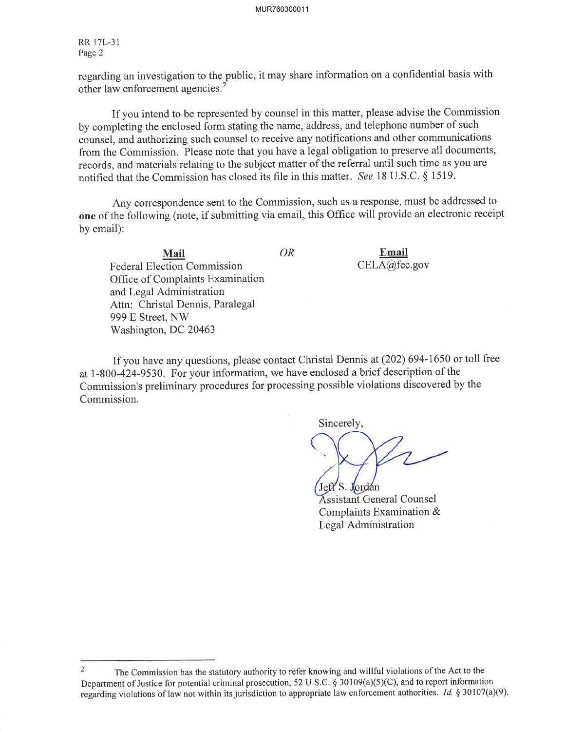regarding an investigation to the public, it may share information on a confidential basis with other law enforcement agencies.[2]

If you intend to be represented by counsel in this matter, please advise the Commission by completing the enclosed form stating the name, address, and telephone number of such counsel, and authorizing such counsel to receive any notifications and other communications from the Commission. Please note that you have a legal obligation to preserve all documents, records, and materials relating to the subject matter of the referral until such time as you are notified that the Commission has closed its file in this matter. *See* 18 U.S.C. § 1519.

Any correspondence sent to the Commission, such as a response, must be addressed to **one** of the following (note, if submitting via email, this Office will provide an electronic receipt by email):

**Mail**
Federal Election Commission
Office of Complaints Examination
and Legal Administration
Attn: Christal Dennis, Paralegal
999 E Street, NW
Washington, DC 20463

*OR*

**Email**
CELA@fec.gov

If you have any questions, please contact Christal Dennis at (202) 694-1650 or toll free at 1-800-424-9530. For your information, we have enclosed a brief description of the Commission's preliminary procedures for processing possible violations discovered by the Commission.

Sincerely,

Jeff S. Jordan
Assistant General Counsel
Complaints Examination &
Legal Administration

---

[2] The Commission has the statutory authority to refer knowing and willful violations of the Act to the Department of Justice for potential criminal prosecution, 52 U.S.C. § 30109(a)(5)(C), and to report information regarding violations of law not within its jurisdiction to appropriate law enforcement authorities. *Id.* § 30107(a)(9).